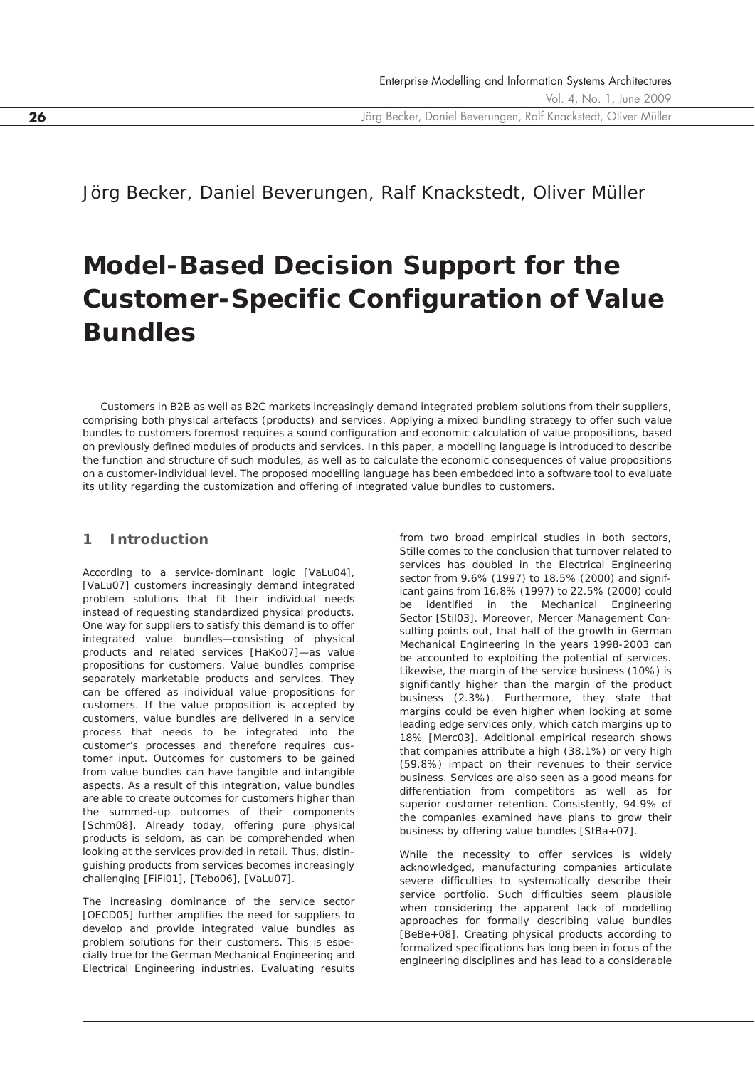Jörg Becker, Daniel Beverungen, Ralf Knackstedt, Oliver Müller

# Model-Based Decision Support for the Customer-Specific Configuration of Value Bundles

Customers in B2B as well as B2C markets increasingly demand integrated problem solutions from their suppliers, comprising both physical artefacts (products) and services. Applying a mixed bundling strategy to offer such value bundles to customers foremost requires a sound configuration and economic calculation of value propositions, based on previously defined modules of products and services. In this paper, a modelling language is introduced to describe the function and structure of such modules, as well as to calculate the economic consequences of value propositions on a customer-individual level. The proposed modelling language has been embedded into a software tool to evaluate its utility regarding the customization and offering of integrated value bundles to customers.

## 1 Introduction

According to a service-dominant logic [VaLu04], [VaLu07] customers increasingly demand integrated problem solutions that fit their individual needs instead of requesting standardized physical products. One way for suppliers to satisfy this demand is to offer integrated value bundles—consisting of physical products and related services [HaKo07]—as value propositions for customers. Value bundles comprise separately marketable products and services. They can be offered as individual value propositions for customers. If the value proposition is accepted by customers, value bundles are delivered in a service process that needs to be integrated into the customer's processes and therefore requires customer input. Outcomes for customers to be gained from value bundles can have tangible and intangible aspects. As a result of this integration, value bundles are able to create outcomes for customers higher than the summed-up outcomes of their components [Schm08]. Already today, offering pure physical products is seldom, as can be comprehended when looking at the services provided in retail. Thus, distinguishing products from services becomes increasingly challenging [FiFi01], [Tebo06], [VaLu07].

The increasing dominance of the service sector [OECD05] further amplifies the need for suppliers to develop and provide integrated value bundles as problem solutions for their customers. This is especially true for the German Mechanical Engineering and Electrical Engineering industries. Evaluating results from two broad empirical studies in both sectors, Stille comes to the conclusion that turnover related to services has doubled in the Electrical Engineering sector from 9.6% (1997) to 18.5% (2000) and significant gains from 16.8% (1997) to 22.5% (2000) could be identified in the Mechanical Engineering Sector [Stil03]. Moreover, Mercer Management Consulting points out, that half of the growth in German Mechanical Engineering in the years 1998-2003 can be accounted to exploiting the potential of services. Likewise, the margin of the service business (10%) is significantly higher than the margin of the product business (2.3%). Furthermore, they state that margins could be even higher when looking at some leading edge services only, which catch margins up to 18% [Merc03]. Additional empirical research shows that companies attribute a high (38.1%) or very high (59.8%) impact on their revenues to their service business. Services are also seen as a good means for differentiation from competitors as well as for superior customer retention. Consistently, 94.9% of the companies examined have plans to grow their business by offering value bundles [StBa+07].

While the necessity to offer services is widely acknowledged, manufacturing companies articulate severe difficulties to systematically describe their service portfolio. Such difficulties seem plausible when considering the apparent lack of modelling approaches for formally describing value bundles [BeBe+08]. Creating physical products according to formalized specifications has long been in focus of the engineering disciplines and has lead to a considerable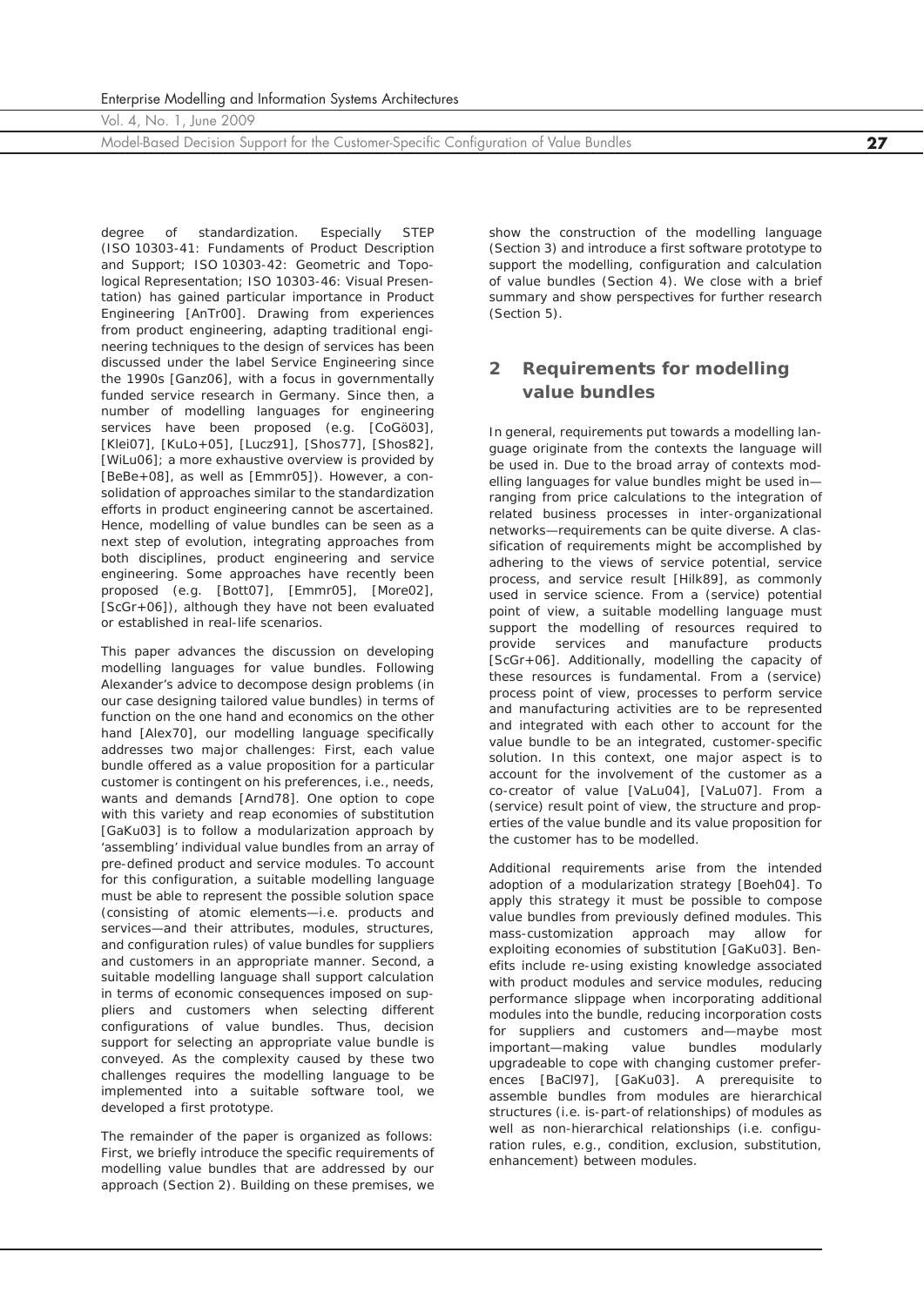degree of standardization. Especially STEP (ISO 10303-41: Fundaments of Product Description and Support; ISO 10303-42: Geometric and Topological Representation; ISO 10303-46: Visual Presentation) has gained particular importance in Product Engineering [AnTr00]. Drawing from experiences from product engineering, adapting traditional engineering techniques to the design of services has been discussed under the label Service Engineering since the 1990s [Ganz06], with a focus in governmentally funded service research in Germany. Since then, a number of modelling languages for engineering services have been proposed (e.g. [CoGö03], [Klei07], [KuLo+05], [Lucz91], [Shos77], [Shos82], [WiLu06]; a more exhaustive overview is provided by [BeBe+08], as well as [Emmr05]). However, a consolidation of approaches similar to the standardization efforts in product engineering cannot be ascertained. Hence, modelling of value bundles can be seen as a next step of evolution, integrating approaches from both disciplines, product engineering and service engineering. Some approaches have recently been proposed (e.g. [Bott07], [Emmr05], [More02], [ScGr+06]), although they have not been evaluated or established in real-life scenarios.

This paper advances the discussion on developing modelling languages for value bundles. Following Alexander's advice to decompose design problems (in our case designing tailored value bundles) in terms of function on the one hand and economics on the other hand [Alex70], our modelling language specifically addresses two major challenges: First, each value bundle offered as a value proposition for a particular customer is contingent on his preferences, i.e., needs, wants and demands [Arnd78]. One option to cope with this variety and reap economies of substitution [GaKu03] is to follow a modularization approach by 'assembling' individual value bundles from an array of pre-defined product and service modules. To account for this configuration, a suitable modelling language must be able to represent the possible solution space (consisting of atomic elements—i.e. products and services—and their attributes, modules, structures, and configuration rules) of value bundles for suppliers and customers in an appropriate manner. Second, a suitable modelling language shall support calculation in terms of economic consequences imposed on suppliers and customers when selecting different configurations of value bundles. Thus, decision support for selecting an appropriate value bundle is conveyed. As the complexity caused by these two challenges requires the modelling language to be implemented into a suitable software tool, we developed a first prototype.

The remainder of the paper is organized as follows: First, we briefly introduce the specific requirements of modelling value bundles that are addressed by our approach (Section 2). Building on these premises, we show the construction of the modelling language (Section 3) and introduce a first software prototype to support the modelling, configuration and calculation of value bundles (Section 4). We close with a brief summary and show perspectives for further research (Section 5).

## 2 Requirements for modelling value bundles

In general, requirements put towards a modelling language originate from the contexts the language will be used in. Due to the broad array of contexts modelling languages for value bundles might be used in—ranging from price calculations to the integration of related business processes in inter-organizational networks—requirements can be quite diverse. A classification of requirements might be accomplished by adhering to the views of service potential, service process, and service result [Hilk89], as commonly used in service science. From a (service) potential point of view, a suitable modelling language must support the modelling of resources required to provide services and manufacture products [ScGr+06]. Additionally, modelling the capacity of these resources is fundamental. From a (service) process point of view, processes to perform service and manufacturing activities are to be represented and integrated with each other to account for the value bundle to be an integrated, customer-specific solution. In this context, one major aspect is to account for the involvement of the customer as a co-creator of value [VaLu04], [VaLu07]. From a (service) result point of view, the structure and properties of the value bundle and its value proposition for the customer has to be modelled.

Additional requirements arise from the intended adoption of a modularization strategy [Boeh04]. To apply this strategy it must be possible to compose value bundles from previously defined modules. This mass-customization approach may allow for exploiting economies of substitution [GaKu03]. Benefits include re-using existing knowledge associated with product modules and service modules, reducing performance slippage when incorporating additional modules into the bundle, reducing incorporation costs for suppliers and customers and—maybe most important—making value bundles modularly upgradeable to cope with changing customer preferences [BaCl97], [GaKu03]. A prerequisite to assemble bundles from modules are hierarchical structures (i.e. is-part-of relationships) of modules as well as non-hierarchical relationships (i.e. configuration rules, e.g., condition, exclusion, substitution, enhancement) between modules.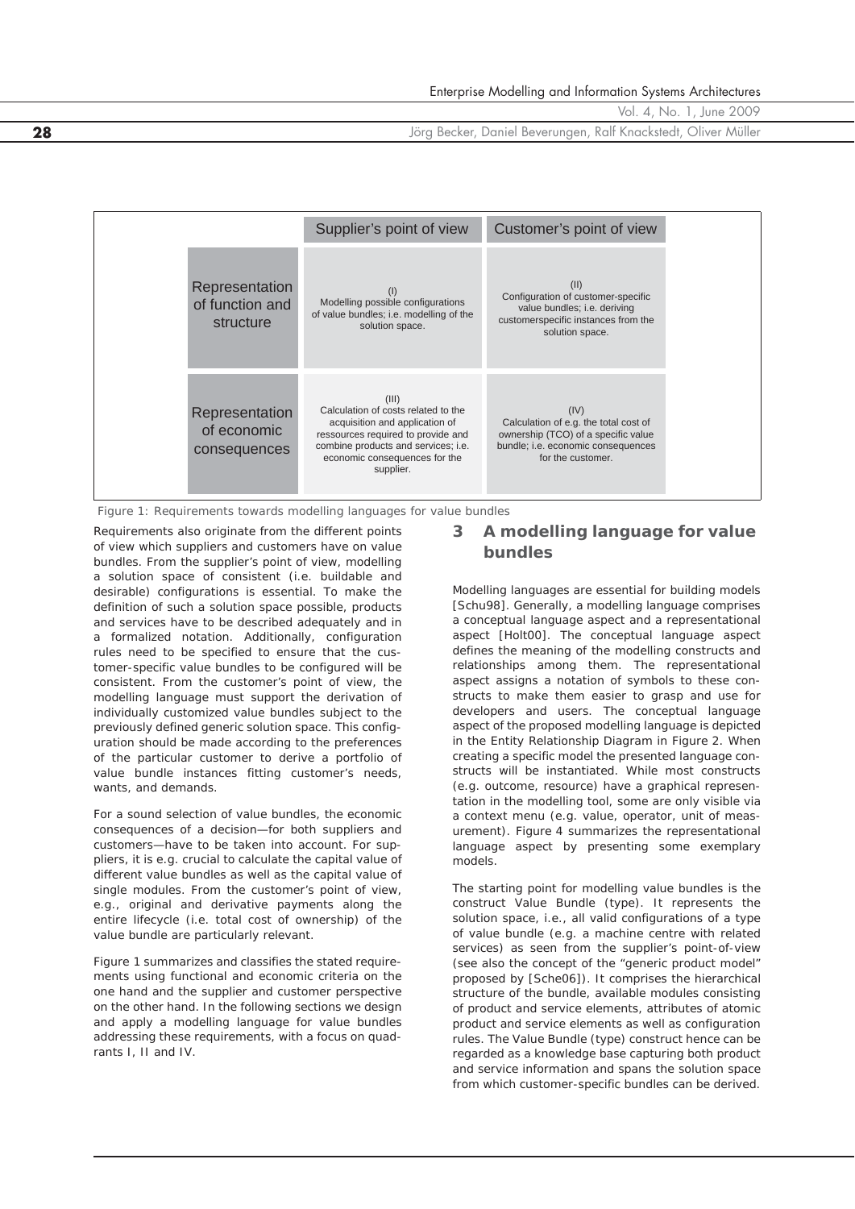|  | Supplier's point of view | Customer's point of view |
|---|---|---|
| Representation of function and structure | (I) Modelling possible configurations of value bundles; i.e. modelling of the solution space. | (II) Configuration of customer-specific value bundles; i.e. deriving customerspecific instances from the solution space. |
| Representation of economic consequences | (III) Calculation of costs related to the acquisition and application of ressources required to provide and combine products and services; i.e. economic consequences for the supplier. | (IV) Calculation of e.g. the total cost of ownership (TCO) of a specific value bundle; i.e. economic consequences for the customer. |

Figure 1: Requirements towards modelling languages for value bundles

Requirements also originate from the different points of view which suppliers and customers have on value bundles. From the supplier's point of view, modelling a solution space of consistent (i.e. buildable and desirable) configurations is essential. To make the definition of such a solution space possible, products and services have to be described adequately and in a formalized notation. Additionally, configuration rules need to be specified to ensure that the customer-specific value bundles to be configured will be consistent. From the customer's point of view, the modelling language must support the derivation of individually customized value bundles subject to the previously defined generic solution space. This configuration should be made according to the preferences of the particular customer to derive a portfolio of value bundle instances fitting customer's needs, wants, and demands.

For a sound selection of value bundles, the economic consequences of a decision—for both suppliers and customers—have to be taken into account. For suppliers, it is e.g. crucial to calculate the capital value of different value bundles as well as the capital value of single modules. From the customer's point of view, e.g., original and derivative payments along the entire lifecycle (i.e. total cost of ownership) of the value bundle are particularly relevant.

Figure 1 summarizes and classifies the stated requirements using functional and economic criteria on the one hand and the supplier and customer perspective on the other hand. In the following sections we design and apply a modelling language for value bundles addressing these requirements, with a focus on quadrants I, II and IV.

## 3 A modelling language for value bundles

Modelling languages are essential for building models [Schu98]. Generally, a modelling language comprises a conceptual language aspect and a representational aspect [Holt00]. The conceptual language aspect defines the meaning of the modelling constructs and relationships among them. The representational aspect assigns a notation of symbols to these constructs to make them easier to grasp and use for developers and users. The conceptual language aspect of the proposed modelling language is depicted in the Entity Relationship Diagram in Figure 2. When creating a specific model the presented language constructs will be instantiated. While most constructs (e.g. outcome, resource) have a graphical representation in the modelling tool, some are only visible via a context menu (e.g. value, operator, unit of measurement). Figure 4 summarizes the representational language aspect by presenting some exemplary models.

The starting point for modelling value bundles is the construct Value Bundle (type). It represents the solution space, i.e., all valid configurations of a type of value bundle (e.g. a machine centre with related services) as seen from the supplier's point-of-view (see also the concept of the "generic product model" proposed by [Sche06]). It comprises the hierarchical structure of the bundle, available modules consisting of product and service elements, attributes of atomic product and service elements as well as configuration rules. The Value Bundle (type) construct hence can be regarded as a knowledge base capturing both product and service information and spans the solution space from which customer-specific bundles can be derived.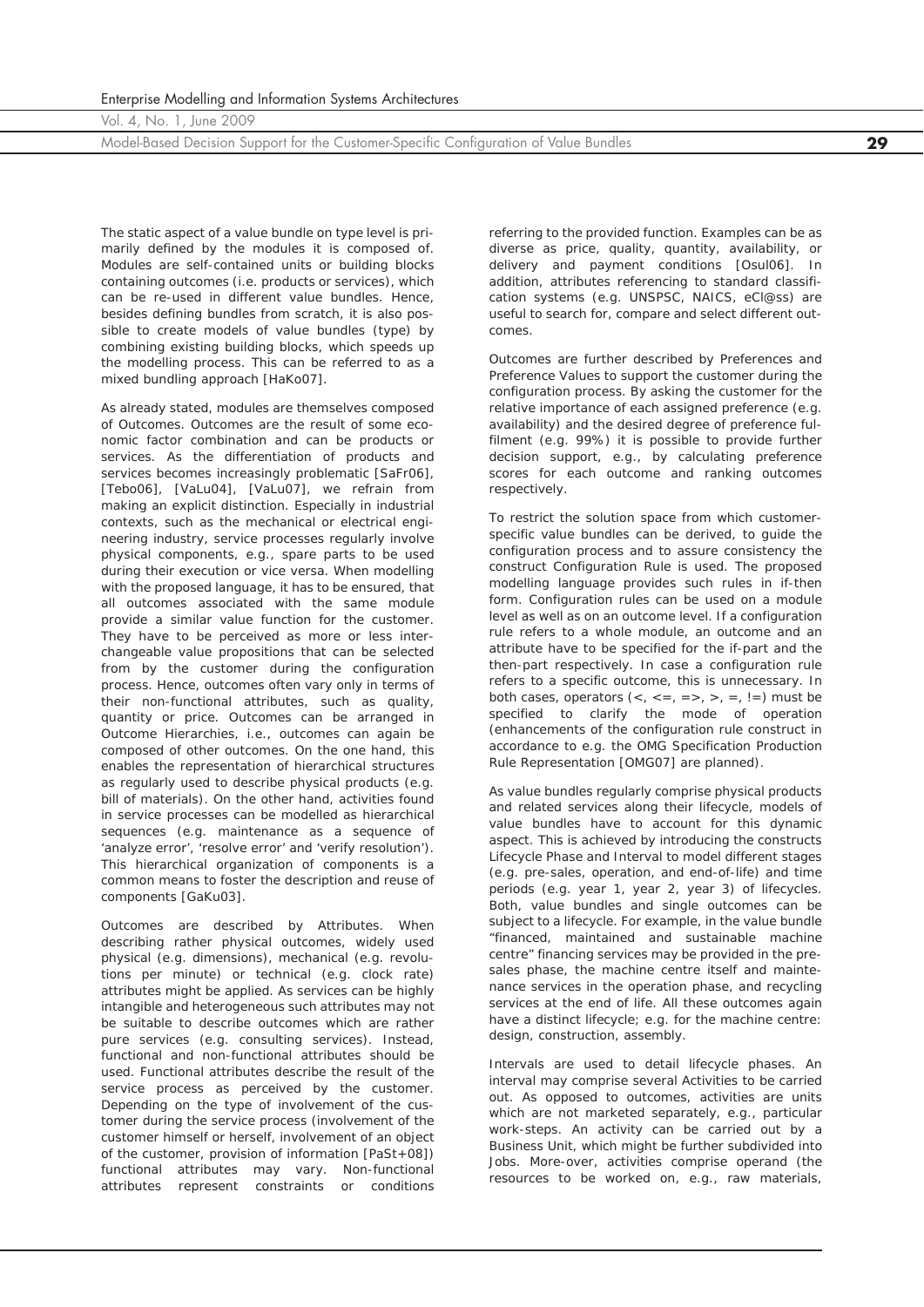The static aspect of a value bundle on type level is primarily defined by the modules it is composed of. Modules are self-contained units or building blocks containing outcomes (i.e. products or services), which can be re-used in different value bundles. Hence, besides defining bundles from scratch, it is also possible to create models of value bundles (type) by combining existing building blocks, which speeds up the modelling process. This can be referred to as a mixed bundling approach [HaKo07].

As already stated, modules are themselves composed of Outcomes. Outcomes are the result of some economic factor combination and can be products or services. As the differentiation of products and services becomes increasingly problematic [SaFr06], [Tebo06], [VaLu04], [VaLu07], we refrain from making an explicit distinction. Especially in industrial contexts, such as the mechanical or electrical engineering industry, service processes regularly involve physical components, e.g., spare parts to be used during their execution or vice versa. When modelling with the proposed language, it has to be ensured, that all outcomes associated with the same module provide a similar value function for the customer. They have to be perceived as more or less interchangeable value propositions that can be selected from by the customer during the configuration process. Hence, outcomes often vary only in terms of their non-functional attributes, such as quality, quantity or price. Outcomes can be arranged in Outcome Hierarchies, i.e., outcomes can again be composed of other outcomes. On the one hand, this enables the representation of hierarchical structures as regularly used to describe physical products (e.g. bill of materials). On the other hand, activities found in service processes can be modelled as hierarchical sequences (e.g. maintenance as a sequence of 'analyze error', 'resolve error' and 'verify resolution'). This hierarchical organization of components is a common means to foster the description and reuse of components [GaKu03].

Outcomes are described by Attributes. When describing rather physical outcomes, widely used physical (e.g. dimensions), mechanical (e.g. revolutions per minute) or technical (e.g. clock rate) attributes might be applied. As services can be highly intangible and heterogeneous such attributes may not be suitable to describe outcomes which are rather pure services (e.g. consulting services). Instead, functional and non-functional attributes should be used. Functional attributes describe the result of the service process as perceived by the customer. Depending on the type of involvement of the customer during the service process (involvement of the customer himself or herself, involvement of an object of the customer, provision of information [PaSt+08]) functional attributes may vary. Non-functional attributes represent constraints or conditions referring to the provided function. Examples can be as diverse as price, quality, quantity, availability, or delivery and payment conditions [Osul06]. In addition, attributes referencing to standard classification systems (e.g. UNSPSC, NAICS, eCl@ss) are useful to search for, compare and select different outcomes.

Outcomes are further described by Preferences and Preference Values to support the customer during the configuration process. By asking the customer for the relative importance of each assigned preference (e.g. availability) and the desired degree of preference fulfilment (e.g. 99%) it is possible to provide further decision support, e.g., by calculating preference scores for each outcome and ranking outcomes respectively.

To restrict the solution space from which customer-specific value bundles can be derived, to guide the configuration process and to assure consistency the construct Configuration Rule is used. The proposed modelling language provides such rules in if-then form. Configuration rules can be used on a module level as well as on an outcome level. If a configuration rule refers to a whole module, an outcome and an attribute have to be specified for the if-part and the then-part respectively. In case a configuration rule refers to a specific outcome, this is unnecessary. In both cases, operators (<, <=, =>, >, =, !=) must be specified to clarify the mode of operation (enhancements of the configuration rule construct in accordance to e.g. the OMG Specification Production Rule Representation [OMG07] are planned).

As value bundles regularly comprise physical products and related services along their lifecycle, models of value bundles have to account for this dynamic aspect. This is achieved by introducing the constructs Lifecycle Phase and Interval to model different stages (e.g. pre-sales, operation, and end-of-life) and time periods (e.g. year 1, year 2, year 3) of lifecycles. Both, value bundles and single outcomes can be subject to a lifecycle. For example, in the value bundle "financed, maintained and sustainable machine centre" financing services may be provided in the pre-sales phase, the machine centre itself and maintenance services in the operation phase, and recycling services at the end of life. All these outcomes again have a distinct lifecycle; e.g. for the machine centre: design, construction, assembly.

Intervals are used to detail lifecycle phases. An interval may comprise several Activities to be carried out. As opposed to outcomes, activities are units which are not marketed separately, e.g., particular work-steps. An activity can be carried out by a Business Unit, which might be further subdivided into Jobs. More-over, activities comprise operand (the resources to be worked on, e.g., raw materials,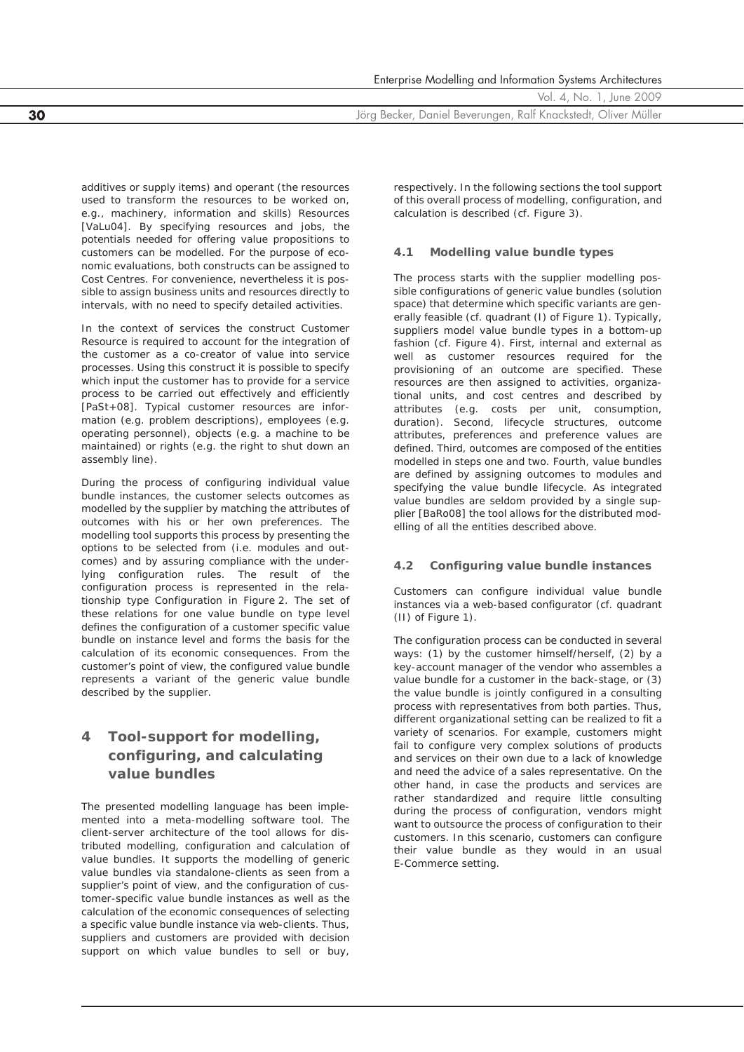additives or supply items) and operant (the resources used to transform the resources to be worked on, e.g., machinery, information and skills) Resources [VaLu04]. By specifying resources and jobs, the potentials needed for offering value propositions to customers can be modelled. For the purpose of economic evaluations, both constructs can be assigned to Cost Centres. For convenience, nevertheless it is possible to assign business units and resources directly to intervals, with no need to specify detailed activities.

In the context of services the construct Customer Resource is required to account for the integration of the customer as a co-creator of value into service processes. Using this construct it is possible to specify which input the customer has to provide for a service process to be carried out effectively and efficiently [PaSt+08]. Typical customer resources are information (e.g. problem descriptions), employees (e.g. operating personnel), objects (e.g. a machine to be maintained) or rights (e.g. the right to shut down an assembly line).

During the process of configuring individual value bundle instances, the customer selects outcomes as modelled by the supplier by matching the attributes of outcomes with his or her own preferences. The modelling tool supports this process by presenting the options to be selected from (i.e. modules and outcomes) and by assuring compliance with the underlying configuration rules. The result of the configuration process is represented in the relationship type Configuration in Figure 2. The set of these relations for one value bundle on type level defines the configuration of a customer specific value bundle on instance level and forms the basis for the calculation of its economic consequences. From the customer's point of view, the configured value bundle represents a variant of the generic value bundle described by the supplier.

## 4 Tool-support for modelling, configuring, and calculating value bundles

The presented modelling language has been implemented into a meta-modelling software tool. The client-server architecture of the tool allows for distributed modelling, configuration and calculation of value bundles. It supports the modelling of generic value bundles via standalone-clients as seen from a supplier's point of view, and the configuration of customer-specific value bundle instances as well as the calculation of the economic consequences of selecting a specific value bundle instance via web-clients. Thus, suppliers and customers are provided with decision support on which value bundles to sell or buy, respectively. In the following sections the tool support of this overall process of modelling, configuration, and calculation is described (cf. Figure 3).

### 4.1 Modelling value bundle types

The process starts with the supplier modelling possible configurations of generic value bundles (solution space) that determine which specific variants are generally feasible (cf. quadrant (I) of Figure 1). Typically, suppliers model value bundle types in a bottom-up fashion (cf. Figure 4). First, internal and external as well as customer resources required for the provisioning of an outcome are specified. These resources are then assigned to activities, organizational units, and cost centres and described by attributes (e.g. costs per unit, consumption, duration). Second, lifecycle structures, outcome attributes, preferences and preference values are defined. Third, outcomes are composed of the entities modelled in steps one and two. Fourth, value bundles are defined by assigning outcomes to modules and specifying the value bundle lifecycle. As integrated value bundles are seldom provided by a single supplier [BaRo08] the tool allows for the distributed modelling of all the entities described above.

### 4.2 Configuring value bundle instances

Customers can configure individual value bundle instances via a web-based configurator (cf. quadrant (II) of Figure 1).

The configuration process can be conducted in several ways: (1) by the customer himself/herself, (2) by a key-account manager of the vendor who assembles a value bundle for a customer in the back-stage, or (3) the value bundle is jointly configured in a consulting process with representatives from both parties. Thus, different organizational setting can be realized to fit a variety of scenarios. For example, customers might fail to configure very complex solutions of products and services on their own due to a lack of knowledge and need the advice of a sales representative. On the other hand, in case the products and services are rather standardized and require little consulting during the process of configuration, vendors might want to outsource the process of configuration to their customers. In this scenario, customers can configure their value bundle as they would in an usual E-Commerce setting.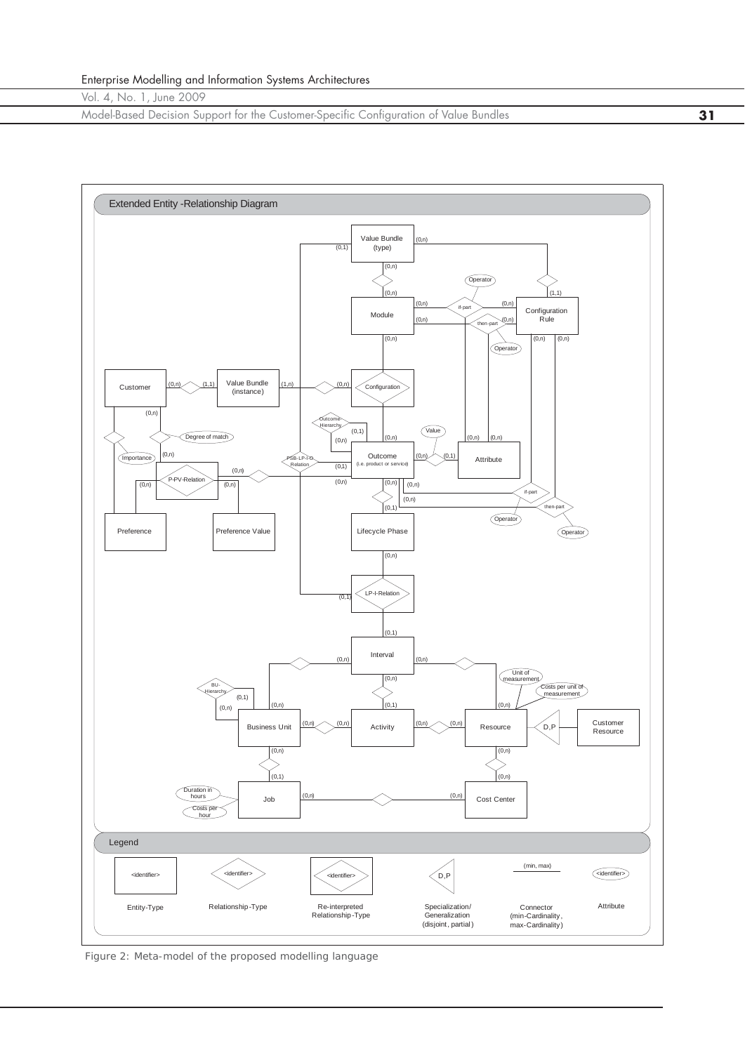Figure 2: Meta-model of the proposed modelling language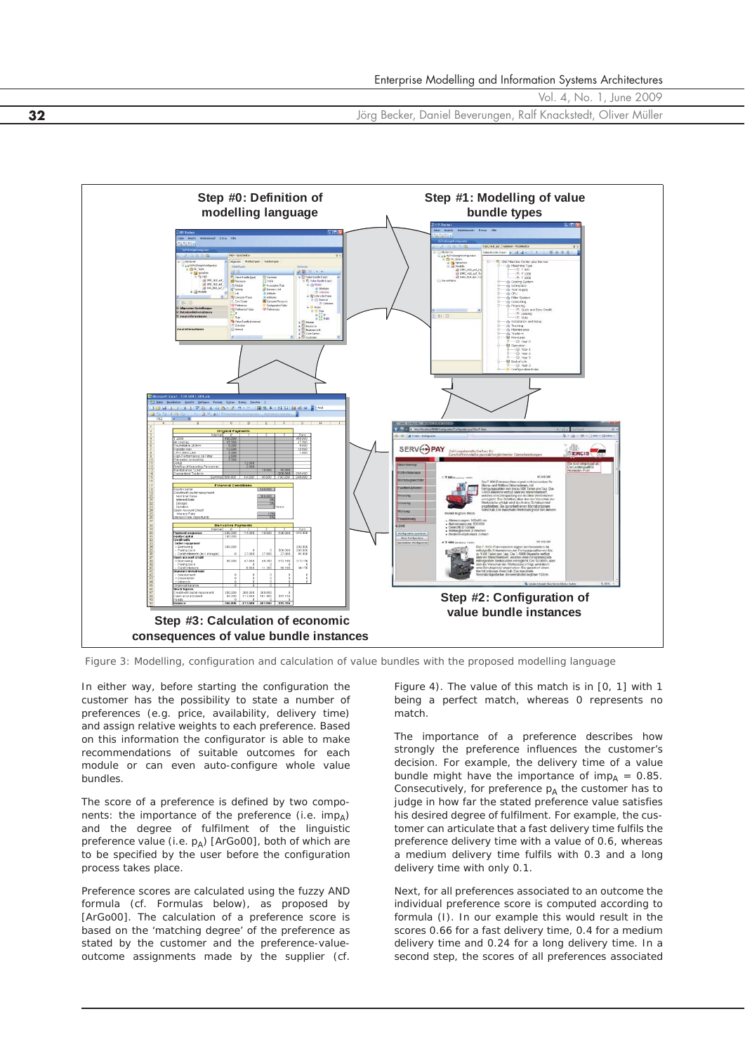Step #0: Definition of modelling language

Step #1: Modelling of value bundle types

Step #2: Configuration of value bundle instances

Step #3: Calculation of economic consequences of value bundle instances

Figure 3: Modelling, configuration and calculation of value bundles with the proposed modelling language

In either way, before starting the configuration the customer has the possibility to state a number of preferences (e.g. price, availability, delivery time) and assign relative weights to each preference. Based on this information the configurator is able to make recommendations of suitable outcomes for each module or can even auto-configure whole value bundles.

The score of a preference is defined by two components: the importance of the preference (i.e. $imp_A$) and the degree of fulfilment of the linguistic preference value (i.e. $p_A$) [ArGo00], both of which are to be specified by the user before the configuration process takes place.

Preference scores are calculated using the fuzzy AND formula (cf. Formulas below), as proposed by [ArGo00]. The calculation of a preference score is based on the 'matching degree' of the preference as stated by the customer and the preference-value-outcome assignments made by the supplier (cf. Figure 4). The value of this match is in [0, 1] with 1 being a perfect match, whereas 0 represents no match.

The importance of a preference describes how strongly the preference influences the customer's decision. For example, the delivery time of a value bundle might have the importance of $imp_A = 0.85$. Consecutively, for preference $p_A$ the customer has to judge in how far the stated preference value satisfies his desired degree of fulfilment. For example, the customer can articulate that a fast delivery time fulfils the preference delivery time with a value of 0.6, whereas a medium delivery time fulfils with 0.3 and a long delivery time with only 0.1.

Next, for all preferences associated to an outcome the individual preference score is computed according to formula (I). In our example this would result in the scores 0.66 for a fast delivery time, 0.4 for a medium delivery time and 0.24 for a long delivery time. In a second step, the scores of all preferences associated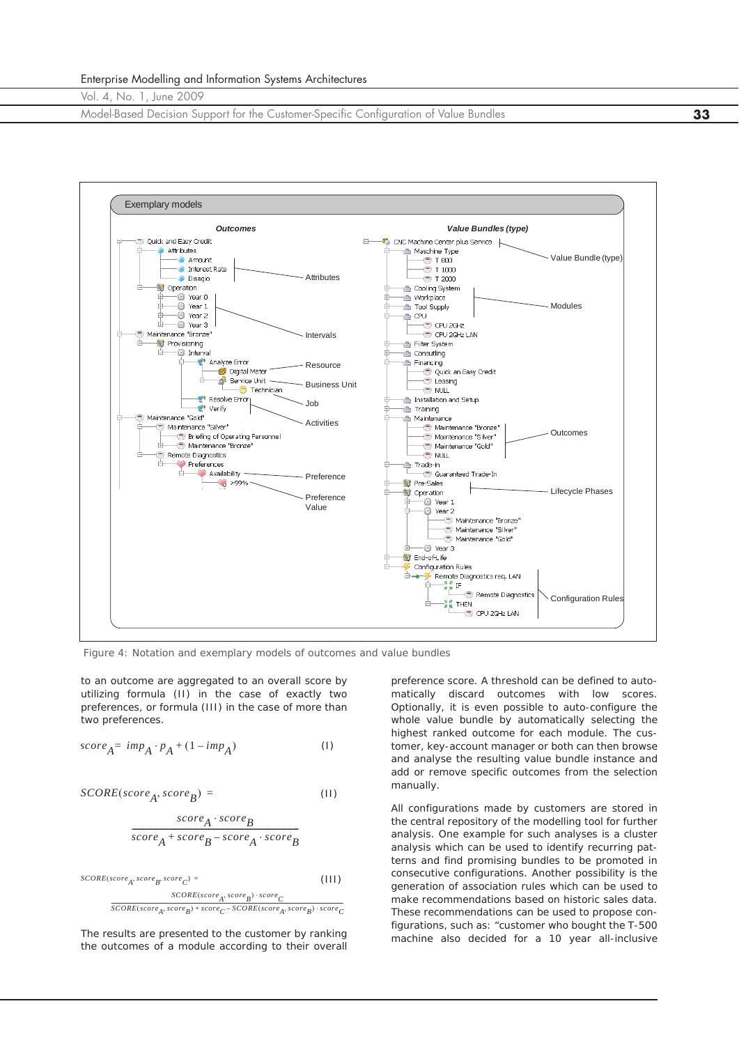Figure 4: Notation and exemplary models of outcomes and value bundles

to an outcome are aggregated to an overall score by utilizing formula (II) in the case of exactly two preferences, or formula (III) in the case of more than two preferences.

$$score_A = imp_A \cdot p_A + (1 - imp_A) \qquad \text{(I)}$$

$$SCORE(score_A, score_B) = \frac{score_A \cdot score_B}{score_A + score_B - score_A \cdot score_B} \qquad \text{(II)}$$

$$SCORE(score_A, score_B, score_C) = \frac{SCORE(score_A, score_B) \cdot score_C}{SCORE(score_A, score_B) + score_C - SCORE(score_A, score_B) \cdot score_C} \qquad \text{(III)}$$

The results are presented to the customer by ranking the outcomes of a module according to their overall preference score. A threshold can be defined to automatically discard outcomes with low scores. Optionally, it is even possible to auto-configure the whole value bundle by automatically selecting the highest ranked outcome for each module. The customer, key-account manager or both can then browse and analyse the resulting value bundle instance and add or remove specific outcomes from the selection manually.

All configurations made by customers are stored in the central repository of the modelling tool for further analysis. One example for such analyses is a cluster analysis which can be used to identify recurring patterns and find promising bundles to be promoted in consecutive configurations. Another possibility is the generation of association rules which can be used to make recommendations based on historic sales data. These recommendations can be used to propose configurations, such as: "customer who bought the T-500 machine also decided for a 10 year all-inclusive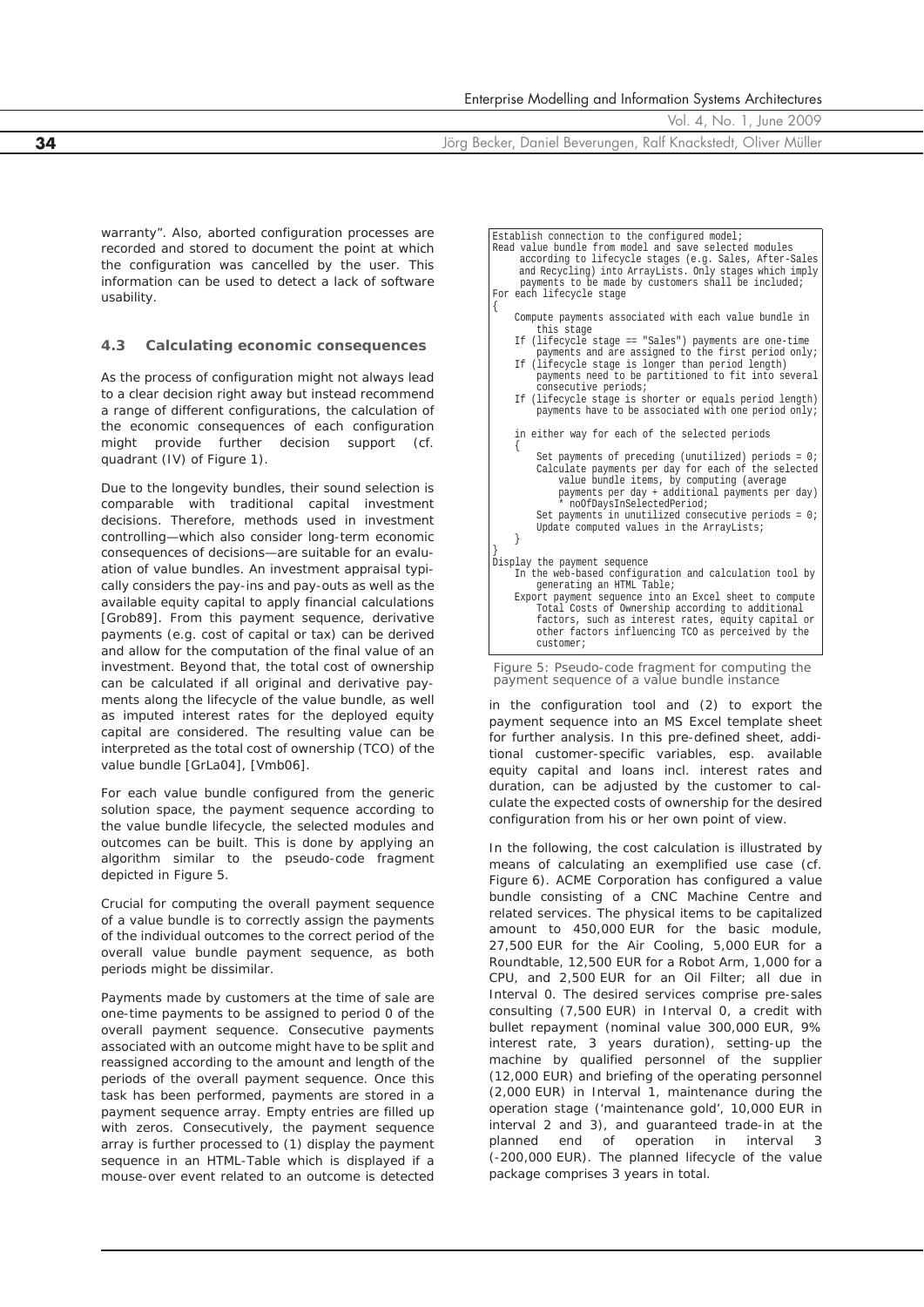warranty". Also, aborted configuration processes are recorded and stored to document the point at which the configuration was cancelled by the user. This information can be used to detect a lack of software usability.

### 4.3 Calculating economic consequences

As the process of configuration might not always lead to a clear decision right away but instead recommend a range of different configurations, the calculation of the economic consequences of each configuration might provide further decision support (cf. quadrant (IV) of Figure 1).

Due to the longevity bundles, their sound selection is comparable with traditional capital investment decisions. Therefore, methods used in investment controlling—which also consider long-term economic consequences of decisions—are suitable for an evaluation of value bundles. An investment appraisal typically considers the pay-ins and pay-outs as well as the available equity capital to apply financial calculations [Grob89]. From this payment sequence, derivative payments (e.g. cost of capital or tax) can be derived and allow for the computation of the final value of an investment. Beyond that, the total cost of ownership can be calculated if all original and derivative payments along the lifecycle of the value bundle, as well as imputed interest rates for the deployed equity capital are considered. The resulting value can be interpreted as the total cost of ownership (TCO) of the value bundle [GrLa04], [Vmb06].

For each value bundle configured from the generic solution space, the payment sequence according to the value bundle lifecycle, the selected modules and outcomes can be built. This is done by applying an algorithm similar to the pseudo-code fragment depicted in Figure 5.

Crucial for computing the overall payment sequence of a value bundle is to correctly assign the payments of the individual outcomes to the correct period of the overall value bundle payment sequence, as both periods might be dissimilar.

Payments made by customers at the time of sale are one-time payments to be assigned to period 0 of the overall payment sequence. Consecutive payments associated with an outcome might have to be split and reassigned according to the amount and length of the periods of the overall payment sequence. Once this task has been performed, payments are stored in a payment sequence array. Empty entries are filled up with zeros. Consecutively, the payment sequence array is further processed to (1) display the payment sequence in an HTML-Table which is displayed if a mouse-over event related to an outcome is detected in the configuration tool and (2) to export the payment sequence into an MS Excel template sheet for further analysis. In this pre-defined sheet, additional customer-specific variables, esp. available equity capital and loans incl. interest rates and duration, can be adjusted by the customer to calculate the expected costs of ownership for the desired configuration from his or her own point of view.

```
Establish connection to the configured model;
Read value bundle from model and save selected modules
     according to lifecycle stages (e.g. Sales, After-Sales
     and Recycling) into ArrayLists. Only stages which imply
     payments to be made by customers shall be included;
For each lifecycle stage
{
    Compute payments associated with each value bundle in
        this stage
    If (lifecycle stage == "Sales") payments are one-time
        payments and are assigned to the first period only;
    If (lifecycle stage is longer than period length)
        payments need to be partitioned to fit into several
        consecutive periods;
    If (lifecycle stage is shorter or equals period length)
        payments have to be associated with one period only;

    in either way for each of the selected periods
    {
        Set payments of preceding (unutilized) periods = 0;
        Calculate payments per day for each of the selected
            value bundle items, by computing (average
            payments per day + additional payments per day)
            * noOfDaysInSelectedPeriod;
        Set payments in unutilized consecutive periods = 0;
        Update computed values in the ArrayLists;
    }
}
Display the payment sequence
    In the web-based configuration and calculation tool by
        generating an HTML Table;
    Export payment sequence into an Excel sheet to compute
        Total Costs of Ownership according to additional
        factors, such as interest rates, equity capital or
        other factors influencing TCO as perceived by the
        customer;
```

Figure 5: Pseudo-code fragment for computing the payment sequence of a value bundle instance

In the following, the cost calculation is illustrated by means of calculating an exemplified use case (cf. Figure 6). ACME Corporation has configured a value bundle consisting of a CNC Machine Centre and related services. The physical items to be capitalized amount to 450,000 EUR for the basic module, 27,500 EUR for the Air Cooling, 5,000 EUR for a Roundtable, 12,500 EUR for a Robot Arm, 1,000 for a CPU, and 2,500 EUR for an Oil Filter; all due in Interval 0. The desired services comprise pre-sales consulting (7,500 EUR) in Interval 0, a credit with bullet repayment (nominal value 300,000 EUR, 9% interest rate, 3 years duration), setting-up the machine by qualified personnel of the supplier (12,000 EUR) and briefing of the operating personnel (2,000 EUR) in Interval 1, maintenance during the operation stage ('maintenance gold', 10,000 EUR in interval 2 and 3), and guaranteed trade-in at the planned end of operation in interval 3 (-200,000 EUR). The planned lifecycle of the value package comprises 3 years in total.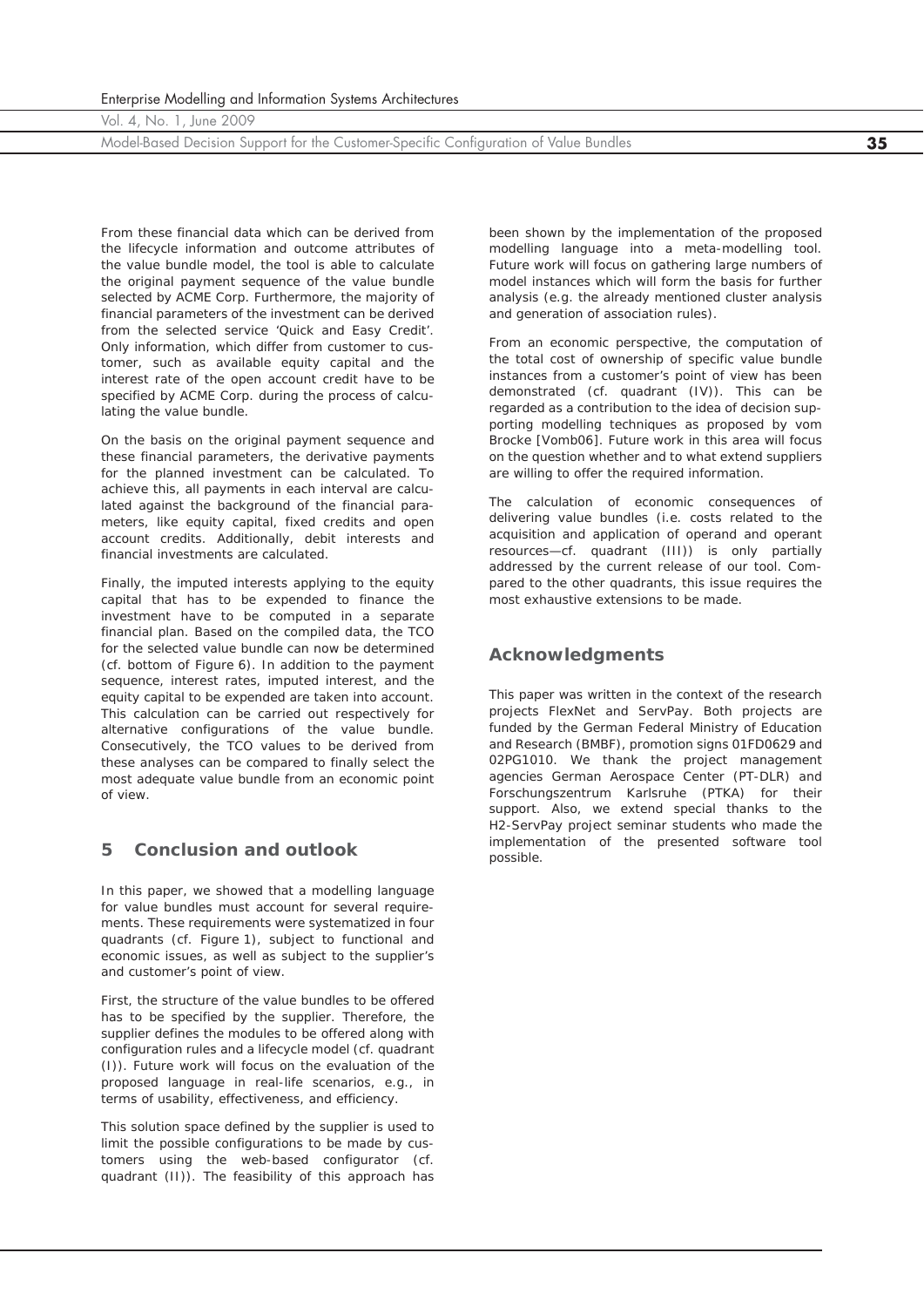From these financial data which can be derived from the lifecycle information and outcome attributes of the value bundle model, the tool is able to calculate the original payment sequence of the value bundle selected by ACME Corp. Furthermore, the majority of financial parameters of the investment can be derived from the selected service 'Quick and Easy Credit'. Only information, which differ from customer to customer, such as available equity capital and the interest rate of the open account credit have to be specified by ACME Corp. during the process of calculating the value bundle.

On the basis on the original payment sequence and these financial parameters, the derivative payments for the planned investment can be calculated. To achieve this, all payments in each interval are calculated against the background of the financial parameters, like equity capital, fixed credits and open account credits. Additionally, debit interests and financial investments are calculated.

Finally, the imputed interests applying to the equity capital that has to be expended to finance the investment have to be computed in a separate financial plan. Based on the compiled data, the TCO for the selected value bundle can now be determined (cf. bottom of Figure 6). In addition to the payment sequence, interest rates, imputed interest, and the equity capital to be expended are taken into account. This calculation can be carried out respectively for alternative configurations of the value bundle. Consecutively, the TCO values to be derived from these analyses can be compared to finally select the most adequate value bundle from an economic point of view.

## 5 Conclusion and outlook

In this paper, we showed that a modelling language for value bundles must account for several requirements. These requirements were systematized in four quadrants (cf. Figure 1), subject to functional and economic issues, as well as subject to the supplier's and customer's point of view.

First, the structure of the value bundles to be offered has to be specified by the supplier. Therefore, the supplier defines the modules to be offered along with configuration rules and a lifecycle model (cf. quadrant (I)). Future work will focus on the evaluation of the proposed language in real-life scenarios, e.g., in terms of usability, effectiveness, and efficiency.

This solution space defined by the supplier is used to limit the possible configurations to be made by customers using the web-based configurator (cf. quadrant (II)). The feasibility of this approach has been shown by the implementation of the proposed modelling language into a meta-modelling tool. Future work will focus on gathering large numbers of model instances which will form the basis for further analysis (e.g. the already mentioned cluster analysis and generation of association rules).

From an economic perspective, the computation of the total cost of ownership of specific value bundle instances from a customer's point of view has been demonstrated (cf. quadrant (IV)). This can be regarded as a contribution to the idea of decision supporting modelling techniques as proposed by vom Brocke [Vomb06]. Future work in this area will focus on the question whether and to what extend suppliers are willing to offer the required information.

The calculation of economic consequences of delivering value bundles (i.e. costs related to the acquisition and application of operand and operant resources—cf. quadrant (III)) is only partially addressed by the current release of our tool. Compared to the other quadrants, this issue requires the most exhaustive extensions to be made.

## Acknowledgments

This paper was written in the context of the research projects FlexNet and ServPay. Both projects are funded by the German Federal Ministry of Education and Research (BMBF), promotion signs 01FD0629 and 02PG1010. We thank the project management agencies German Aerospace Center (PT-DLR) and Forschungszentrum Karlsruhe (PTKA) for their support. Also, we extend special thanks to the H2-ServPay project seminar students who made the implementation of the presented software tool possible.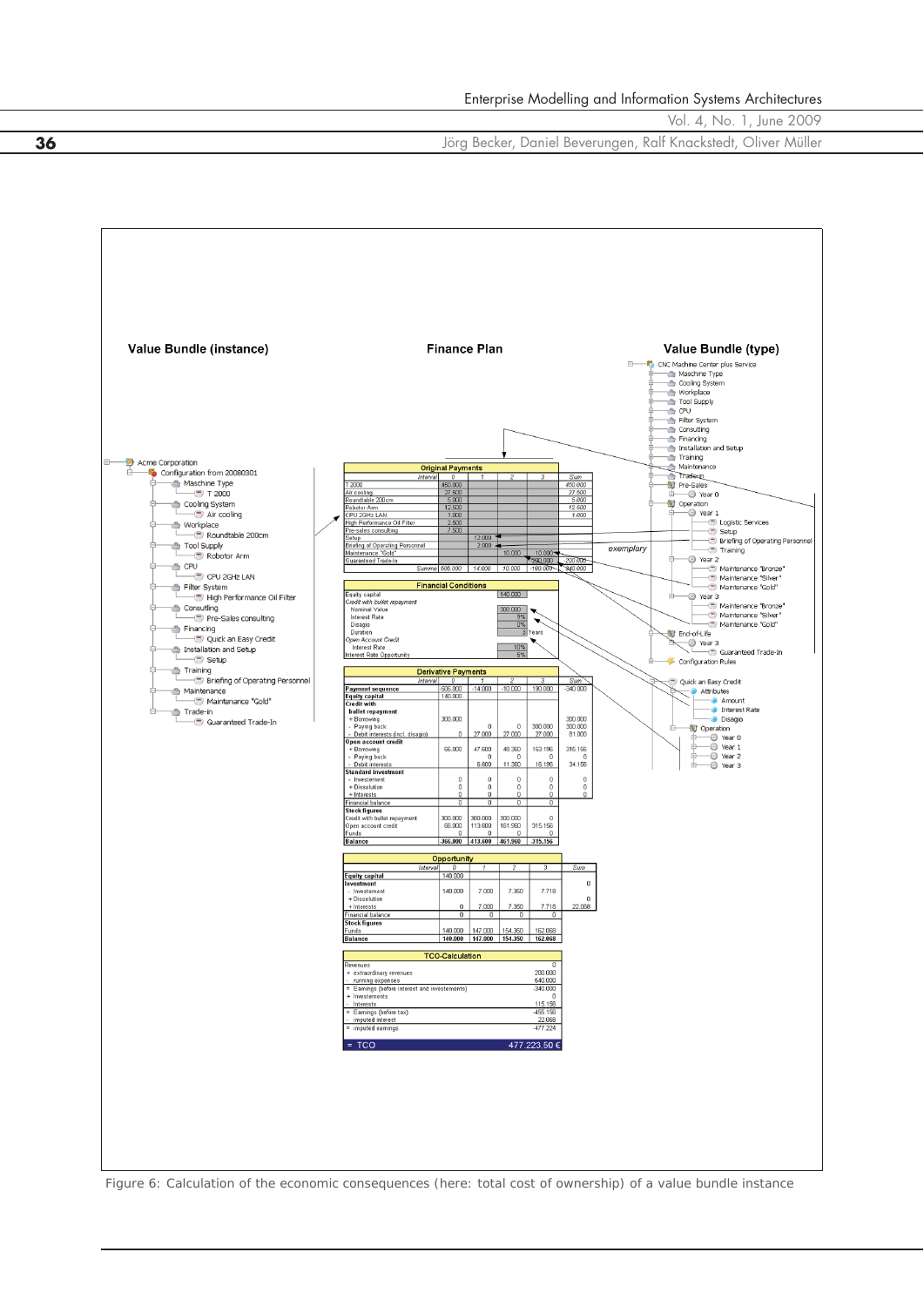## Value Bundle (instance)

- Acme Corporation
  - Configuration from 20080301
    - Maschine Type
      - T 2000
    - Cooling System
      - Air cooling
    - Workplace
      - Roundtable 200cm
    - Tool Supply
      - Robotor Arm
    - CPU
      - CPU 2GHz LAN
    - Filter System
      - High Performance Oil Filter
    - Consulting
      - Pre-Sales consulting
    - Financing
      - Quick an Easy Credit
    - Installation and Setup
      - Setup
    - Training
      - Briefing of Operating Personnel
    - Maintenance
      - Maintenance "Gold"
    - Trade-in
      - Guaranteed Trade-In

## Finance Plan

**Original Payments**

| Interval | 0 | 1 | 2 | 3 | Sum |
|---|---|---|---|---|---|
| T 2000 | 450.000 | | | | 450.000 |
| Air cooling | 27.500 | | | | 27.500 |
| Roundtable 200cm | 5.000 | | | | 5.000 |
| Robotor Arm | 12.500 | | | | 12.500 |
| CPU 2GHz LAN | 1.000 | | | | 1.000 |
| High Performance Oil Filter | 2.500 | | | | |
| Pre-sales consulting | 7.500 | | | | |
| Setup | | 12.000 | | | |
| Briefing of Operating Personnel | | 2.000 | | | |
| Maintenance "Gold" | | | 10.000 | 10.000 | |
| Guaranteed Trade-In | | | | -200.000 | -200.000 |
| Summe | 506.000 | 14.000 | 10.000 | -190.000 | 340.000 |

**Financial Conditions**

| | |
|---|---|
| Equity capital | 140.000 |
| *Credit with bullet repayment* | |
| Nominal Value | 300.000 |
| Interest Rate | 9% |
| Disagio | 0% |
| Duration | 3 Years |
| *Open Account Credit* | |
| Interest Rate | 10% |
| Interest Rate Opportunity | 5% |

**Derivative Payments**

| Interval | 0 | 1 | 2 | 3 | Sum |
|---|---|---|---|---|---|
| **Payment sequence** | -506.000 | -14.000 | -10.000 | 190.000 | -340.000 |
| **Equity capital** | 140.000 | | | | |
| **Credit with bullet repayment** | | | | | |
| + Borrowing | 300.000 | | | | 300.000 |
| - Paying back | | 0 | 0 | 300.000 | 300.000 |
| - Debit interests (incl. disagio) | 0 | 27.000 | 27.000 | 27.000 | 81.000 |
| **Open account credit** | | | | | |
| + Borrowing | 66.000 | 47.600 | 48.360 | 153.196 | 315.156 |
| - Paying back | | 0 | 0 | 0 | 0 |
| - Debit interests | | 6.600 | 11.360 | 16.196 | 34.156 |
| **Standard investment** | | | | | |
| - Investement | 0 | 0 | 0 | 0 | 0 |
| + Dissolution | 0 | 0 | 0 | 0 | 0 |
| + Interests | 0 | 0 | 0 | 0 | 0 |
| Financial balance | 0 | 0 | 0 | 0 | |
| **Stock figures** | | | | | |
| Credit with bullet repayment | 300.000 | 300.000 | 300.000 | 0 | |
| Open account credit | 66.000 | 113.600 | 161.960 | 315.156 | |
| Funds | 0 | 0 | 0 | 0 | |
| **Balance** | -366.000 | -413.600 | -461.960 | -315.156 | |

**Opportunity**

| Interval | 0 | 1 | 2 | 3 | Sum |
|---|---|---|---|---|---|
| **Equity capital** | 140.000 | | | | |
| **Investment** | | | | | 0 |
| - Investement | 140.000 | 7.000 | 7.350 | 7.718 | |
| + Dissolution | | | | | 0 |
| + Interests | 0 | 7.000 | 7.350 | 7.718 | 22.068 |
| Financial balance | 0 | 0 | 0 | 0 | |
| **Stock figures** | | | | | |
| Funds | 140.000 | 147.000 | 154.350 | 162.068 | |
| **Balance** | 140.000 | 147.000 | 154.350 | 162.068 | |

**TCO-Calculation**

| | |
|---|---|
| Revenues | 0 |
| + extraordinary revenues | 200.000 |
| - running expenses | 540.000 |
| = Earnings (before interest and investements) | -340.000 |
| + Investements | 0 |
| - Interests | 115.156 |
| = Earnings (before tax) | -455.156 |
| - imputed interest | 22.068 |
| = imputed earnings | -477.224 |
| **= TCO** | **477.223,50 €** |

*exemplary*

## Value Bundle (type)

- CNC Machine Center plus Service
  - Maschine Type
  - Cooling System
  - Workplace
  - Tool Supply
  - CPU
  - Filter System
  - Consulting
  - Financing
  - Installation and Setup
  - Training
  - Maintenance
  - Trade-in
  - Pre-Sales
    - Year 0
  - Operation
    - Year 1
      - Logistic Services
      - Setup
      - Briefing of Operating Personnel
      - Training
    - Year 2
      - Maintenance "Bronze"
      - Maintenance "Silver"
      - Maintenance "Gold"
    - Year 3
      - Maintenance "Bronze"
      - Maintenance "Silver"
      - Maintenance "Gold"
  - End-of-Life
    - Year 3
      - Guaranteed Trade-In
  - Configuration Rules
- Quick an Easy Credit
  - Attributes
    - Amount
    - Interest Rate
    - Disagio
  - Operation
    - Year 0
    - Year 1
    - Year 2
    - Year 3

Figure 6: Calculation of the economic consequences (here: total cost of ownership) of a value bundle instance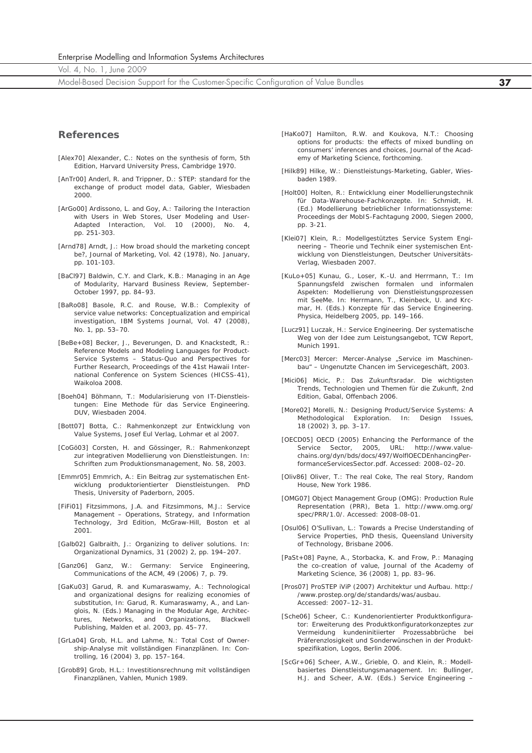## References

[Alex70] Alexander, C.: Notes on the synthesis of form, 5th Edition, Harvard University Press, Cambridge 1970.

[AnTr00] Anderl, R. and Trippner, D.: STEP: standard for the exchange of product model data, Gabler, Wiesbaden 2000.

[ArGo00] Ardissono, L. and Goy, A.: Tailoring the Interaction with Users in Web Stores, User Modeling and User-Adapted Interaction, Vol. 10 (2000), No. 4, pp. 251-303.

[Arnd78] Arndt, J.: How broad should the marketing concept be?, Journal of Marketing, Vol. 42 (1978), No. January, pp. 101-103.

[BaCl97] Baldwin, C.Y. and Clark, K.B.: Managing in an Age of Modularity, Harvard Business Review, September-October 1997, pp. 84–93.

[BaRo08] Basole, R.C. and Rouse, W.B.: Complexity of service value networks: Conceptualization and empirical investigation, IBM Systems Journal, Vol. 47 (2008), No. 1, pp. 53–70.

[BeBe+08] Becker, J., Beverungen, D. and Knackstedt, R.: Reference Models and Modeling Languages for Product-Service Systems – Status-Quo and Perspectives for Further Research, Proceedings of the 41st Hawaii International Conference on System Sciences (HICSS-41), Waikoloa 2008.

[Boeh04] Böhmann, T.: Modularisierung von IT-Dienstleistungen: Eine Methode für das Service Engineering. DUV, Wiesbaden 2004.

[Bott07] Botta, C.: Rahmenkonzept zur Entwicklung von Value Systems, Josef Eul Verlag, Lohmar et al 2007.

[CoGö03] Corsten, H. and Gössinger, R.: Rahmenkonzept zur integrativen Modellierung von Dienstleistungen. In: Schriften zum Produktionsmanagement, No. 58, 2003.

[Emmr05] Emmrich, A.: Ein Beitrag zur systematischen Entwicklung produktorientierter Dienstleistungen. PhD Thesis, University of Paderborn, 2005.

[FiFi01] Fitzsimmons, J.A. and Fitzsimmons, M.J.: Service Management – Operations, Strategy, and Information Technology, 3rd Edition, McGraw-Hill, Boston et al 2001.

[Galb02] Galbraith, J.: Organizing to deliver solutions. In: Organizational Dynamics, 31 (2002) 2, pp. 194–207.

[Ganz06] Ganz, W.: Germany: Service Engineering, Communications of the ACM, 49 (2006) 7, p. 79.

[GaKu03] Garud, R. and Kumaraswamy, A.: Technological and organizational designs for realizing economies of substitution, In: Garud, R. Kumaraswamy, A., and Langlois, N. (Eds.) Managing in the Modular Age, Architectures, Networks, and Organizations, Blackwell Publishing, Malden et al. 2003, pp. 45–77.

[GrLa04] Grob, H.L. and Lahme, N.: Total Cost of Ownership-Analyse mit vollständigen Finanzplänen. In: Controlling, 16 (2004) 3, pp. 157–164.

[Grob89] Grob, H.L.: Investitionsrechnung mit vollständigen Finanzplänen, Vahlen, Munich 1989.

[HaKo07] Hamilton, R.W. and Koukova, N.T.: Choosing options for products: the effects of mixed bundling on consumers' inferences and choices, Journal of the Academy of Marketing Science, forthcoming.

[Hilk89] Hilke, W.: Dienstleistungs-Marketing, Gabler, Wiesbaden 1989.

[Holt00] Holten, R.: Entwicklung einer Modellierungstechnik für Data-Warehouse-Fachkonzepte. In: Schmidt, H. (Ed.) Modellierung betrieblicher Informationssysteme: Proceedings der MobIS-Fachtagung 2000, Siegen 2000, pp. 3-21.

[Klei07] Klein, R.: Modellgestütztes Service System Engineering – Theorie und Technik einer systemischen Entwicklung von Dienstleistungen, Deutscher Universitäts-Verlag, Wiesbaden 2007.

[KuLo+05] Kunau, G., Loser, K.-U. and Herrmann, T.: Im Spannungsfeld zwischen formalen und informalen Aspekten: Modellierung von Dienstleistungsprozessen mit SeeMe. In: Herrmann, T., Kleinbeck, U. and Krcmar, H. (Eds.) Konzepte für das Service Engineering. Physica, Heidelberg 2005, pp. 149–166.

[Lucz91] Luczak, H.: Service Engineering. Der systematische Weg von der Idee zum Leistungsangebot, TCW Report, Munich 1991.

[Merc03] Mercer: Mercer-Analyse „Service im Maschinenbau" – Ungenutzte Chancen im Servicegeschäft, 2003.

[Mici06] Micic, P.: Das Zukunftsradar. Die wichtigsten Trends, Technologien und Themen für die Zukunft, 2nd Edition, Gabal, Offenbach 2006.

[More02] Morelli, N.: Designing Product/Service Systems: A Methodological Exploration. In: Design Issues, 18 (2002) 3, pp. 3–17.

[OECD05] OECD (2005) Enhancing the Performance of the Service Sector, 2005, URL: http://www.value-chains.org/dyn/bds/docs/497/WolflOECDEnhancingPerformanceServicesSector.pdf. Accessed: 2008–02–20.

[Oliv86] Oliver, T.: The real Coke, The real Story, Random House, New York 1986.

[OMG07] Object Management Group (OMG): Production Rule Representation (PRR), Beta 1. http://www.omg.org/spec/PRR/1.0/. Accessed: 2008-08-01.

[Osul06] O'Sullivan, L.: Towards a Precise Understanding of Service Properties, PhD thesis, Queensland University of Technology, Brisbane 2006.

[PaSt+08] Payne, A., Storbacka, K. and Frow, P.: Managing the co-creation of value, Journal of the Academy of Marketing Science, 36 (2008) 1, pp. 83–96.

[Pros07] ProSTEP iViP (2007) Architektur und Aufbau. http://www.prostep.org/de/standards/was/ausbau. Accessed: 2007–12–31.

[Sche06] Scheer, C.: Kundenorientierter Produktkonfigurator: Erweiterung des Produktkonfiguratorkonzeptes zur Vermeidung kundeninitiierter Prozessabbrüche bei Präferenzlosigkeit und Sonderwünschen in der Produktspezifikation, Logos, Berlin 2006.

[ScGr+06] Scheer, A.W., Grieble, O. and Klein, R.: Modellbasiertes Dienstleistungsmanagement. In: Bullinger, H.J. and Scheer, A.W. (Eds.) Service Engineering –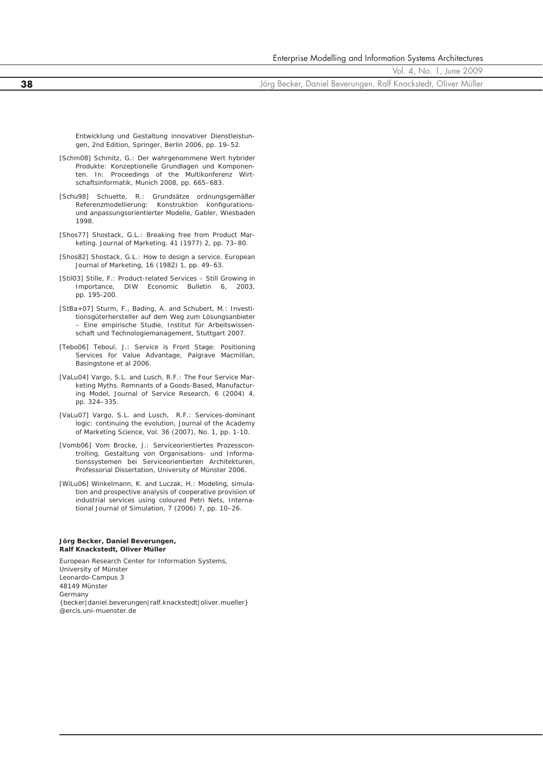Entwicklung und Gestaltung innovativer Dienstleistungen, 2nd Edition, Springer, Berlin 2006, pp. 19–52.

[Schm08] Schmitz, G.: Der wahrgenommene Wert hybrider Produkte: Konzeptionelle Grundlagen und Komponenten. In: Proceedings of the Multikonferenz Wirtschaftsinformatik, Munich 2008, pp. 665–683.

[Schu98] Schuette, R.: Grundsätze ordnungsgemäßer Referenzmodellierung: Konstruktion konfigurations- und anpassungsorientierter Modelle, Gabler, Wiesbaden 1998.

[Shos77] Shostack, G.L.: Breaking free from Product Marketing. Journal of Marketing, 41 (1977) 2, pp. 73–80.

[Shos82] Shostack, G.L.: How to design a service. European Journal of Marketing, 16 (1982) 1, pp. 49–63.

[Stil03] Stille, F.: Product-related Services – Still Growing in Importance, DIW Economic Bulletin 6, 2003, pp. 195-200.

[StBa+07] Sturm, F., Bading, A. and Schubert, M.: Investitionsgüterhersteller auf dem Weg zum Lösungsanbieter – Eine empirische Studie, Institut für Arbeitswissenschaft und Technologiemanagement, Stuttgart 2007.

[Tebo06] Teboul, J.: Service is Front Stage: Positioning Services for Value Advantage, Palgrave Macmillan, Basingstone et al 2006.

[VaLu04] Vargo, S.L. and Lusch, R.F.: The Four Service Marketing Myths. Remnants of a Goods-Based, Manufacturing Model, Journal of Service Research, 6 (2004) 4, pp. 324–335.

[VaLu07] Vargo, S.L. and Lusch, R.F.: Services-dominant logic: continuing the evolution, Journal of the Academy of Marketing Science, Vol. 36 (2007), No. 1, pp. 1-10.

[Vomb06] Vom Brocke, J.: Serviceorientiertes Prozesscontrolling. Gestaltung von Organisations- und Informationssystemen bei Serviceorientierten Architekturen, Professorial Dissertation, University of Münster 2006.

[WiLu06] Winkelmann, K. and Luczak, H.: Modeling, simulation and prospective analysis of cooperative provision of industrial services using coloured Petri Nets, International Journal of Simulation, 7 (2006) 7, pp. 10–26.

**Jörg Becker, Daniel Beverungen, Ralf Knackstedt, Oliver Müller**

European Research Center for Information Systems,
University of Münster
Leonardo-Campus 3
48149 Münster
Germany
{becker|daniel.beverungen|ralf.knackstedt|oliver.mueller}
@ercis.uni-muenster.de